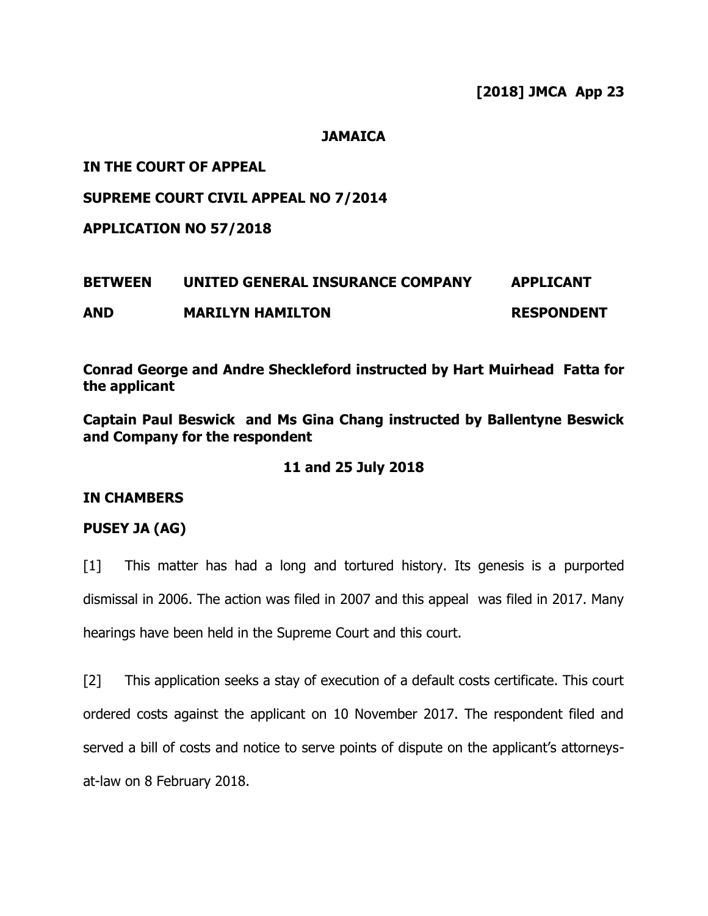**[2018] JMCA App 23**

**JAMAICA**

**IN THE COURT OF APPEAL**

**SUPREME COURT CIVIL APPEAL NO 7/2014**

**APPLICATION NO 57/2018**

| | | |
|---|---|---|
| **BETWEEN** | **UNITED GENERAL INSURANCE COMPANY** | **APPLICANT** |
| **AND** | **MARILYN HAMILTON** | **RESPONDENT** |

**Conrad George and Andre Sheckleford instructed by Hart Muirhead Fatta for the applicant**

**Captain Paul Beswick and Ms Gina Chang instructed by Ballentyne Beswick and Company for the respondent**

**11 and 25 July 2018**

**IN CHAMBERS**

**PUSEY JA (AG)**

[1] This matter has had a long and tortured history. Its genesis is a purported dismissal in 2006. The action was filed in 2007 and this appeal was filed in 2017. Many hearings have been held in the Supreme Court and this court.

[2] This application seeks a stay of execution of a default costs certificate. This court ordered costs against the applicant on 10 November 2017. The respondent filed and served a bill of costs and notice to serve points of dispute on the applicant's attorneys-at-law on 8 February 2018.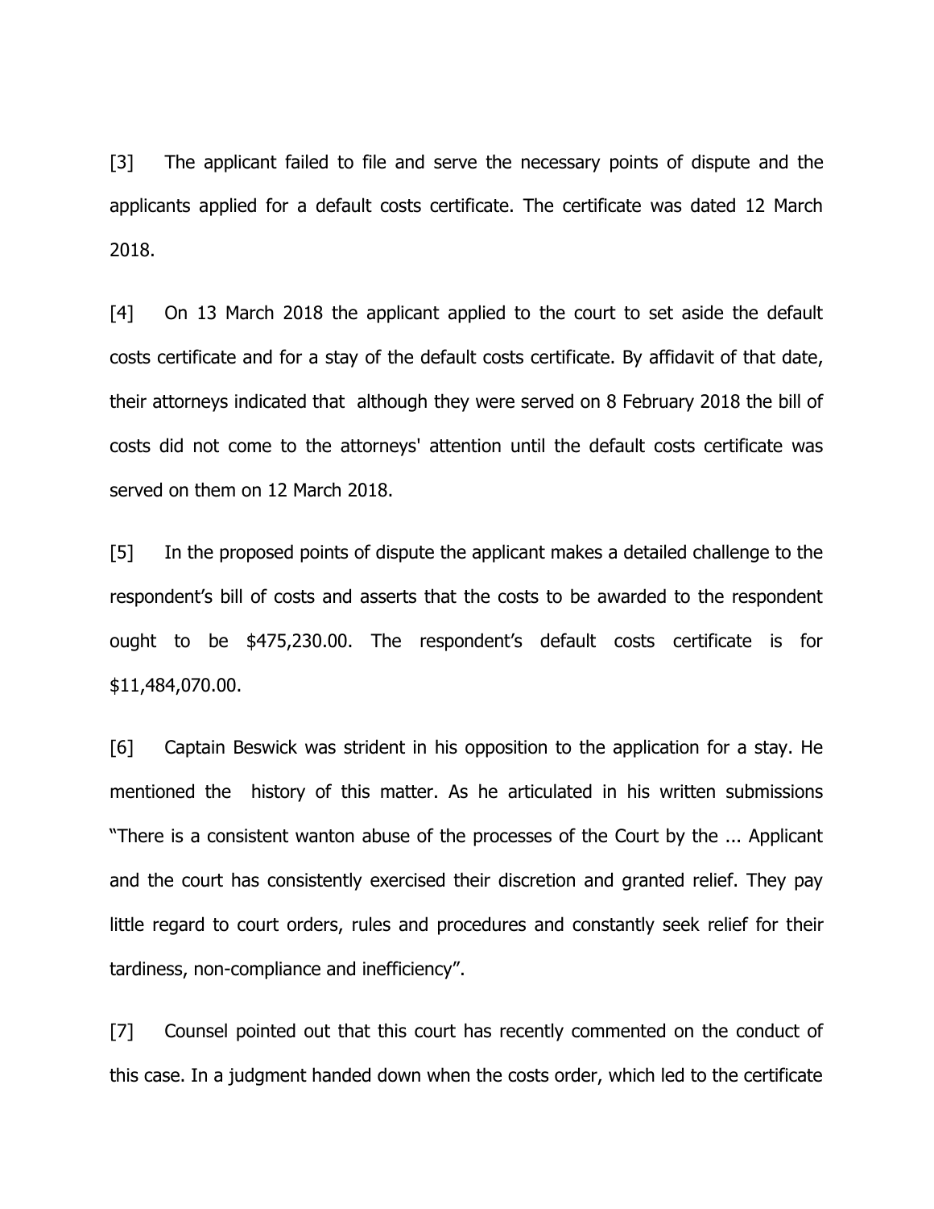[3] The applicant failed to file and serve the necessary points of dispute and the applicants applied for a default costs certificate. The certificate was dated 12 March 2018.

[4] On 13 March 2018 the applicant applied to the court to set aside the default costs certificate and for a stay of the default costs certificate. By affidavit of that date, their attorneys indicated that although they were served on 8 February 2018 the bill of costs did not come to the attorneys' attention until the default costs certificate was served on them on 12 March 2018.

[5] In the proposed points of dispute the applicant makes a detailed challenge to the respondent's bill of costs and asserts that the costs to be awarded to the respondent ought to be $475,230.00. The respondent's default costs certificate is for $11,484,070.00.

[6] Captain Beswick was strident in his opposition to the application for a stay. He mentioned the history of this matter. As he articulated in his written submissions "There is a consistent wanton abuse of the processes of the Court by the ... Applicant and the court has consistently exercised their discretion and granted relief. They pay little regard to court orders, rules and procedures and constantly seek relief for their tardiness, non-compliance and inefficiency".

[7] Counsel pointed out that this court has recently commented on the conduct of this case. In a judgment handed down when the costs order, which led to the certificate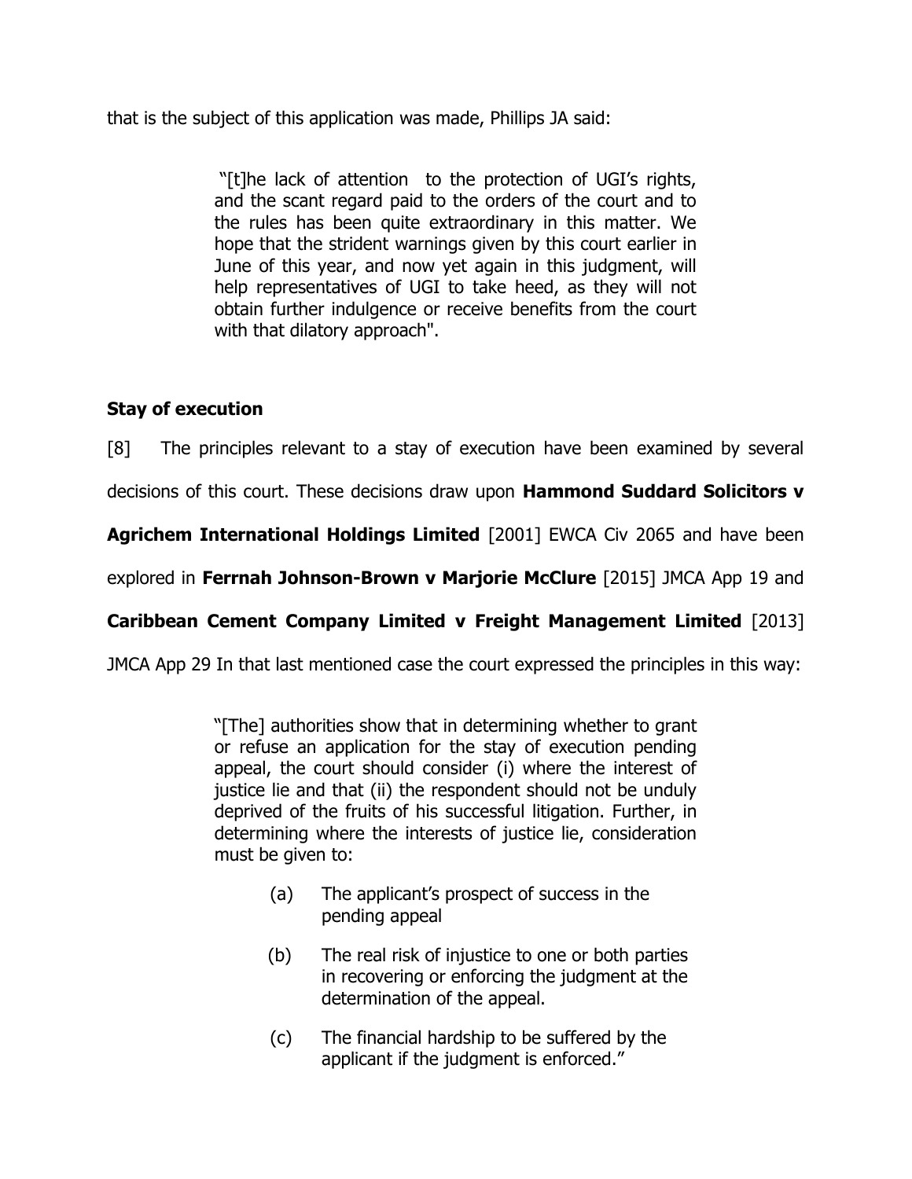that is the subject of this application was made, Phillips JA said:

> "[t]he lack of attention to the protection of UGI's rights, and the scant regard paid to the orders of the court and to the rules has been quite extraordinary in this matter. We hope that the strident warnings given by this court earlier in June of this year, and now yet again in this judgment, will help representatives of UGI to take heed, as they will not obtain further indulgence or receive benefits from the court with that dilatory approach".

### Stay of execution

[8] The principles relevant to a stay of execution have been examined by several decisions of this court. These decisions draw upon **Hammond Suddard Solicitors v Agrichem International Holdings Limited** [2001] EWCA Civ 2065 and have been explored in **Ferrnah Johnson-Brown v Marjorie McClure** [2015] JMCA App 19 and **Caribbean Cement Company Limited v Freight Management Limited** [2013] JMCA App 29 In that last mentioned case the court expressed the principles in this way:

> "[The] authorities show that in determining whether to grant or refuse an application for the stay of execution pending appeal, the court should consider (i) where the interest of justice lie and that (ii) the respondent should not be unduly deprived of the fruits of his successful litigation. Further, in determining where the interests of justice lie, consideration must be given to:
>
> (a) The applicant's prospect of success in the pending appeal
>
> (b) The real risk of injustice to one or both parties in recovering or enforcing the judgment at the determination of the appeal.
>
> (c) The financial hardship to be suffered by the applicant if the judgment is enforced."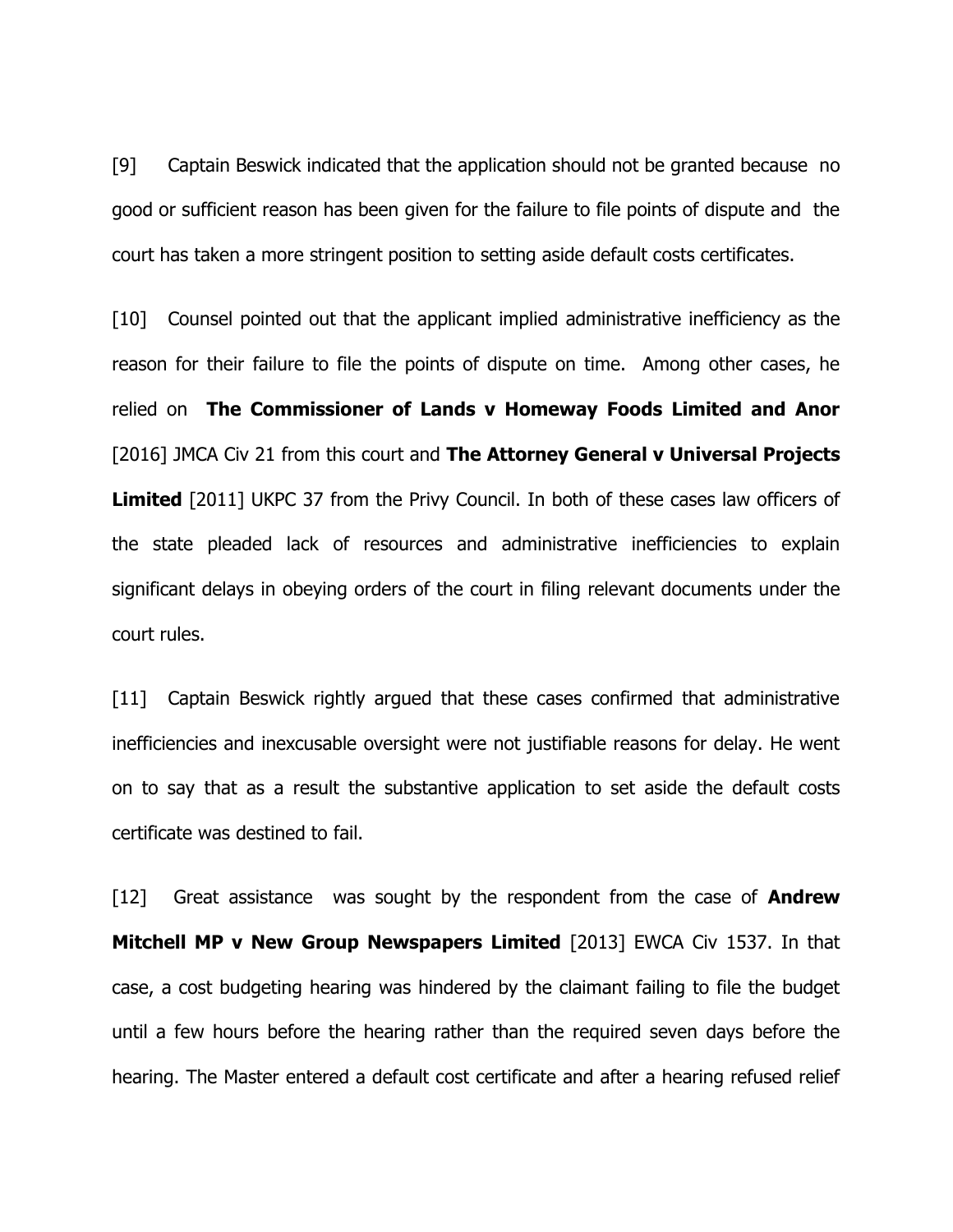[9] Captain Beswick indicated that the application should not be granted because no good or sufficient reason has been given for the failure to file points of dispute and the court has taken a more stringent position to setting aside default costs certificates.

[10] Counsel pointed out that the applicant implied administrative inefficiency as the reason for their failure to file the points of dispute on time. Among other cases, he relied on **The Commissioner of Lands v Homeway Foods Limited and Anor** [2016] JMCA Civ 21 from this court and **The Attorney General v Universal Projects Limited** [2011] UKPC 37 from the Privy Council. In both of these cases law officers of the state pleaded lack of resources and administrative inefficiencies to explain significant delays in obeying orders of the court in filing relevant documents under the court rules.

[11] Captain Beswick rightly argued that these cases confirmed that administrative inefficiencies and inexcusable oversight were not justifiable reasons for delay. He went on to say that as a result the substantive application to set aside the default costs certificate was destined to fail.

[12] Great assistance was sought by the respondent from the case of **Andrew Mitchell MP v New Group Newspapers Limited** [2013] EWCA Civ 1537. In that case, a cost budgeting hearing was hindered by the claimant failing to file the budget until a few hours before the hearing rather than the required seven days before the hearing. The Master entered a default cost certificate and after a hearing refused relief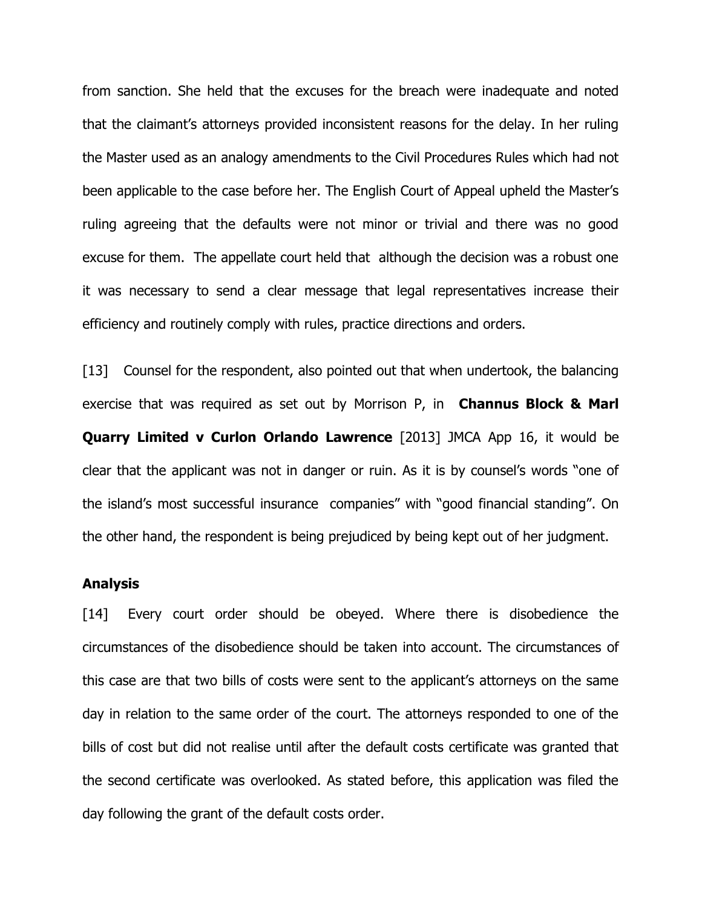from sanction. She held that the excuses for the breach were inadequate and noted that the claimant's attorneys provided inconsistent reasons for the delay. In her ruling the Master used as an analogy amendments to the Civil Procedures Rules which had not been applicable to the case before her. The English Court of Appeal upheld the Master's ruling agreeing that the defaults were not minor or trivial and there was no good excuse for them. The appellate court held that although the decision was a robust one it was necessary to send a clear message that legal representatives increase their efficiency and routinely comply with rules, practice directions and orders.

[13] Counsel for the respondent, also pointed out that when undertook, the balancing exercise that was required as set out by Morrison P, in **Channus Block & Marl Quarry Limited v Curlon Orlando Lawrence** [2013] JMCA App 16, it would be clear that the applicant was not in danger or ruin. As it is by counsel's words "one of the island's most successful insurance companies" with "good financial standing". On the other hand, the respondent is being prejudiced by being kept out of her judgment.

## Analysis

[14] Every court order should be obeyed. Where there is disobedience the circumstances of the disobedience should be taken into account. The circumstances of this case are that two bills of costs were sent to the applicant's attorneys on the same day in relation to the same order of the court. The attorneys responded to one of the bills of cost but did not realise until after the default costs certificate was granted that the second certificate was overlooked. As stated before, this application was filed the day following the grant of the default costs order.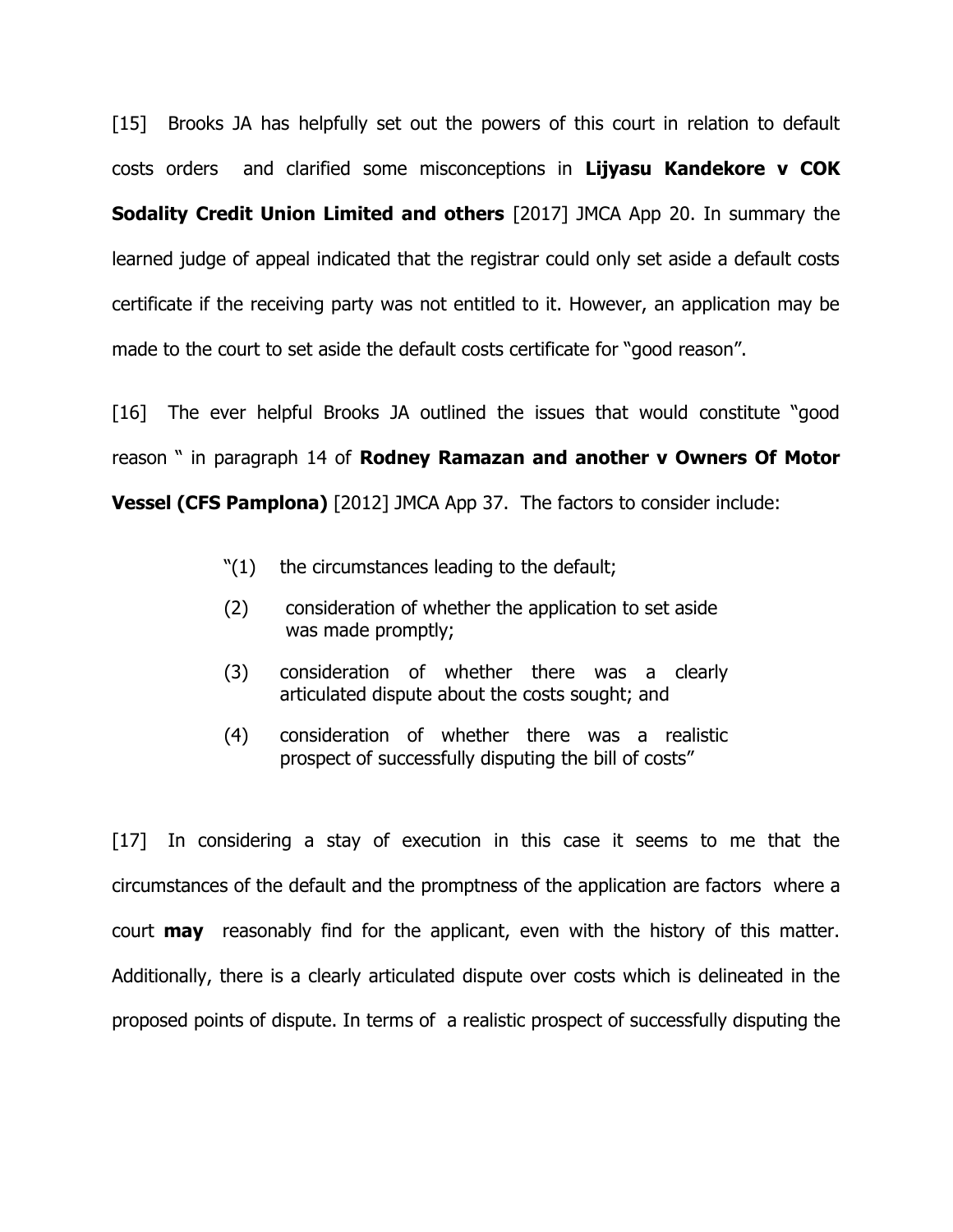[15] Brooks JA has helpfully set out the powers of this court in relation to default costs orders and clarified some misconceptions in **Lijyasu Kandekore v COK Sodality Credit Union Limited and others** [2017] JMCA App 20. In summary the learned judge of appeal indicated that the registrar could only set aside a default costs certificate if the receiving party was not entitled to it. However, an application may be made to the court to set aside the default costs certificate for "good reason".

[16] The ever helpful Brooks JA outlined the issues that would constitute "good reason " in paragraph 14 of **Rodney Ramazan and another v Owners Of Motor Vessel (CFS Pamplona)** [2012] JMCA App 37. The factors to consider include:

> "(1) the circumstances leading to the default;
>
> (2) consideration of whether the application to set aside was made promptly;
>
> (3) consideration of whether there was a clearly articulated dispute about the costs sought; and
>
> (4) consideration of whether there was a realistic prospect of successfully disputing the bill of costs"

[17] In considering a stay of execution in this case it seems to me that the circumstances of the default and the promptness of the application are factors where a court **may** reasonably find for the applicant, even with the history of this matter. Additionally, there is a clearly articulated dispute over costs which is delineated in the proposed points of dispute. In terms of a realistic prospect of successfully disputing the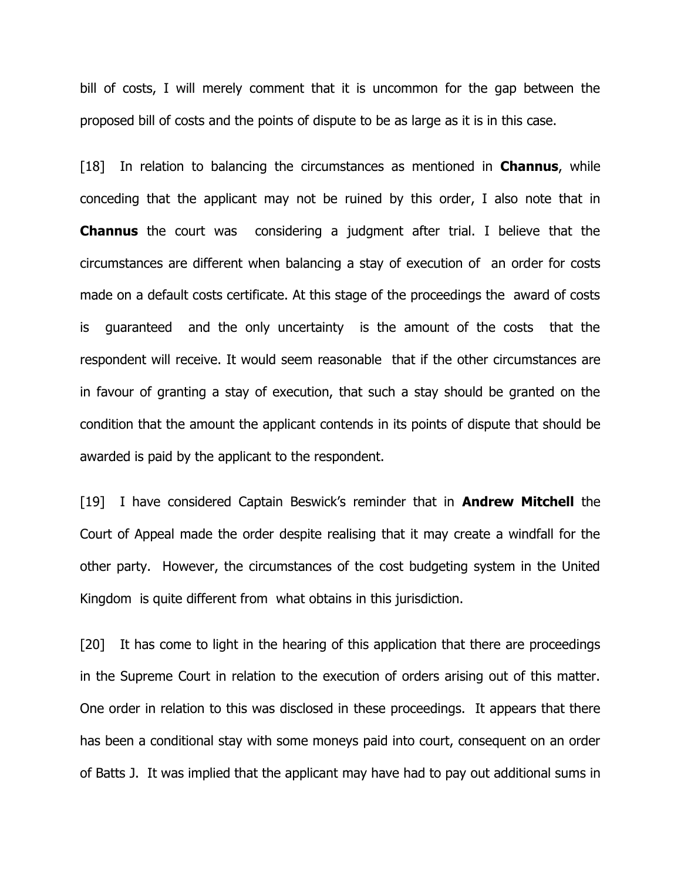bill of costs, I will merely comment that it is uncommon for the gap between the proposed bill of costs and the points of dispute to be as large as it is in this case.

[18] In relation to balancing the circumstances as mentioned in **Channus**, while conceding that the applicant may not be ruined by this order, I also note that in **Channus** the court was considering a judgment after trial. I believe that the circumstances are different when balancing a stay of execution of an order for costs made on a default costs certificate. At this stage of the proceedings the award of costs is guaranteed and the only uncertainty is the amount of the costs that the respondent will receive. It would seem reasonable that if the other circumstances are in favour of granting a stay of execution, that such a stay should be granted on the condition that the amount the applicant contends in its points of dispute that should be awarded is paid by the applicant to the respondent.

[19] I have considered Captain Beswick's reminder that in **Andrew Mitchell** the Court of Appeal made the order despite realising that it may create a windfall for the other party. However, the circumstances of the cost budgeting system in the United Kingdom is quite different from what obtains in this jurisdiction.

[20] It has come to light in the hearing of this application that there are proceedings in the Supreme Court in relation to the execution of orders arising out of this matter. One order in relation to this was disclosed in these proceedings. It appears that there has been a conditional stay with some moneys paid into court, consequent on an order of Batts J. It was implied that the applicant may have had to pay out additional sums in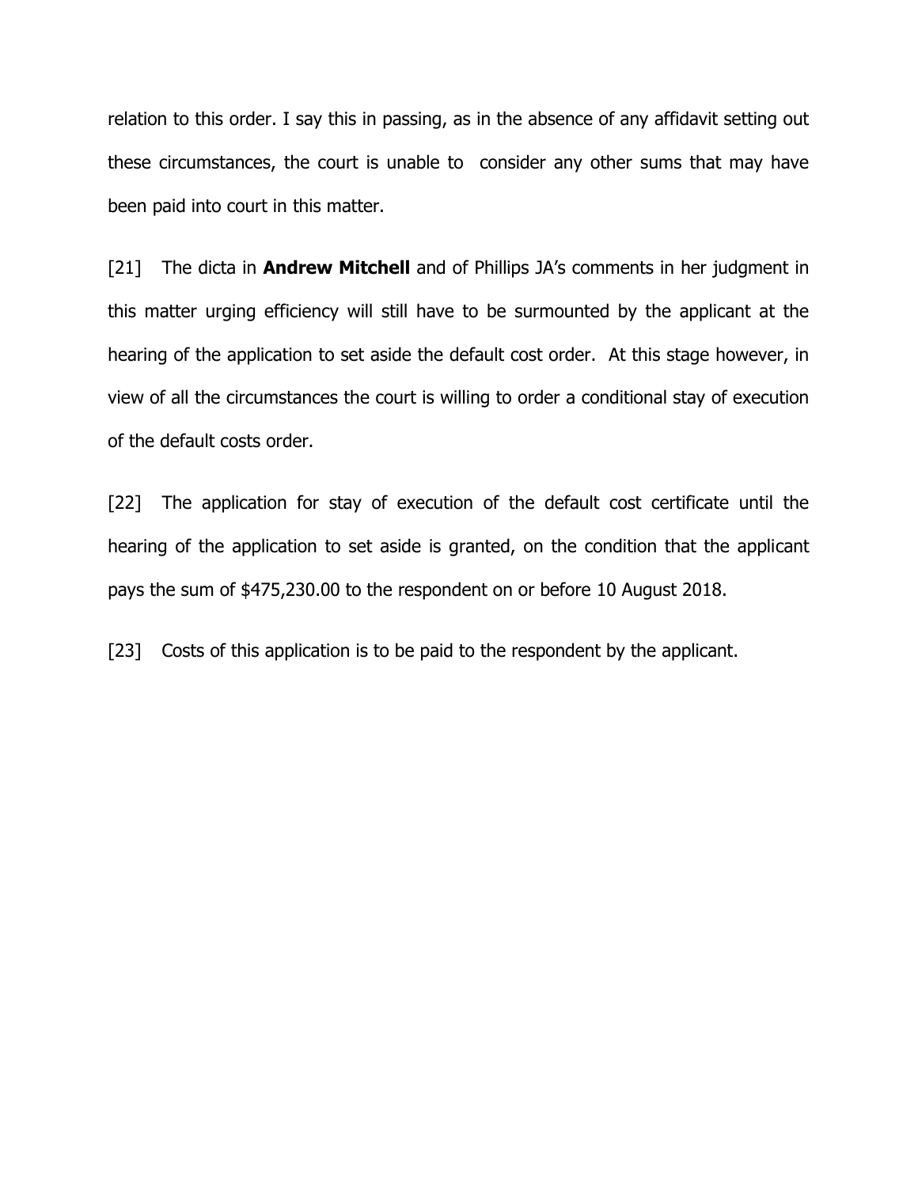relation to this order. I say this in passing, as in the absence of any affidavit setting out these circumstances, the court is unable to consider any other sums that may have been paid into court in this matter.

[21] The dicta in **Andrew Mitchell** and of Phillips JA's comments in her judgment in this matter urging efficiency will still have to be surmounted by the applicant at the hearing of the application to set aside the default cost order. At this stage however, in view of all the circumstances the court is willing to order a conditional stay of execution of the default costs order.

[22] The application for stay of execution of the default cost certificate until the hearing of the application to set aside is granted, on the condition that the applicant pays the sum of $475,230.00 to the respondent on or before 10 August 2018.

[23] Costs of this application is to be paid to the respondent by the applicant.